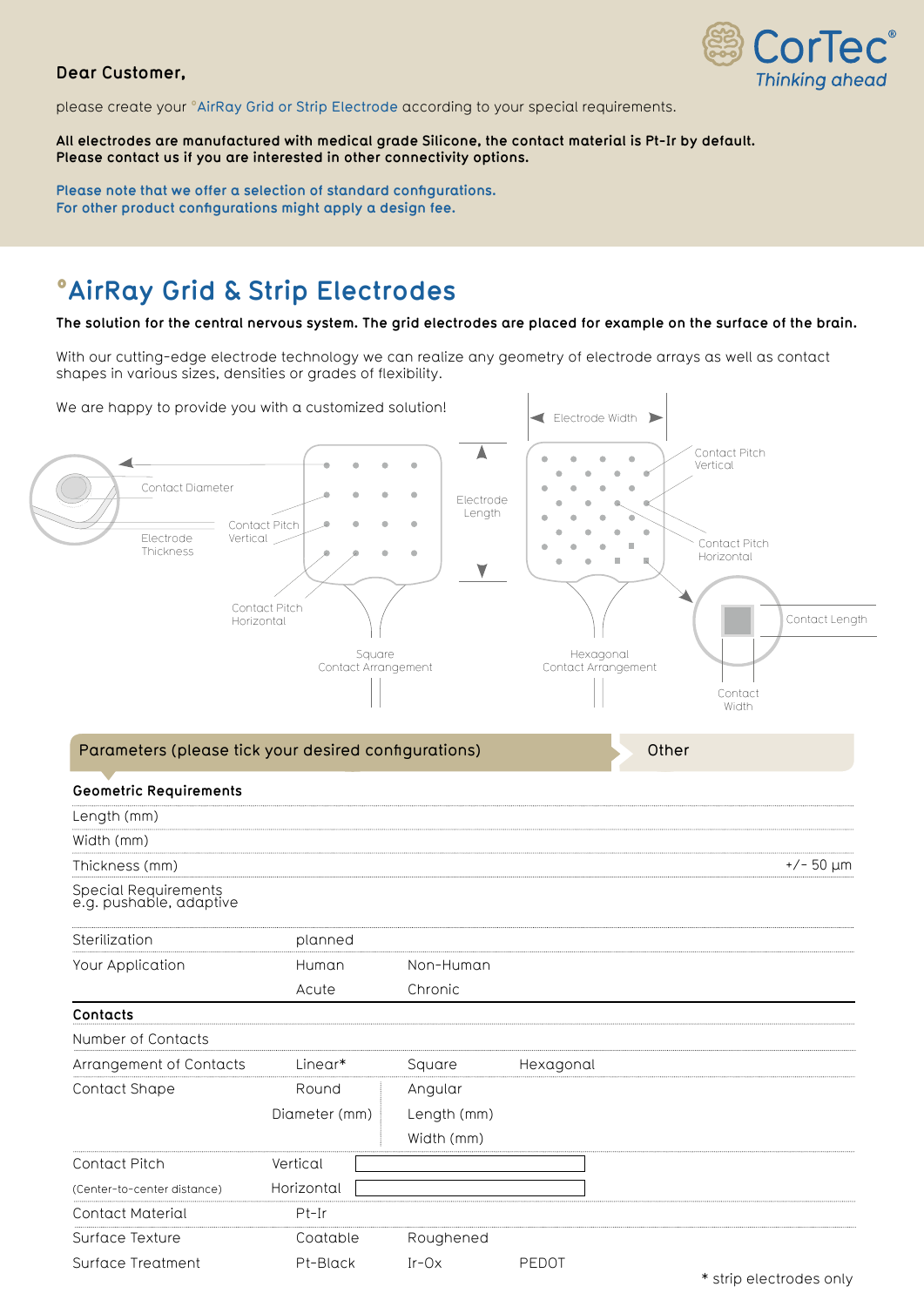Dear Customer,

please create your °AirRay Grid or Strip Electrode according to your special requirements.

**All electrodes are manufactured with medical grade Silicone, the contact material is Pt-Ir by default. Please contact us if you are interested in other connectivity options.**

**Please note that we offer a selection of standard configurations. For other product configurations might apply a design fee.**

# °AirRay Grid & Strip Electrodes

**The solution for the central nervous system. The grid electrodes are placed for example on the surface of the brain.**

With our cutting-edge electrode technology we can realize any geometry of electrode arrays as well as contact shapes in various sizes, densities or grades of flexibility.

We are happy to provide you with a customized solution!

Contact Diameter

Electrode Thickness

Contact Pitch Vertical

Contact Pitch Horizontal

Square Contact Arrangement

Electrode Length

Electrode Width

Contact Pitch Vertical

Contact Pitch Horizontal

Hexagonal Contact Arrangement

Contact Length

Contact Width

## Parameters (please tick your desired configurations)

| | | | | Other |
|---|---|---|---|---|
| **Geometric Requirements** | | | | |
| Length (mm) | | | | |
| Width (mm) | | | | |
| Thickness (mm) | | | | +/- 50 µm |
| Special Requirements e.g. pushable, adaptive | | | | |
| Sterilization | planned | | | |
| Your Application | Human | Non-Human | | |
| | Acute | Chronic | | |
| **Contacts** | | | | |
| Number of Contacts | | | | |
| Arrangement of Contacts | Linear* | Square | Hexagonal | |
| Contact Shape | Round | Angular | | |
| | Diameter (mm) | Length (mm) | | |
| | | Width (mm) | | |
| Contact Pitch | Vertical | | | |
| (Center-to-center distance) | Horizontal | | | |
| Contact Material | Pt-Ir | | | |
| Surface Texture | Coatable | Roughened | | |
| Surface Treatment | Pt-Black | Ir-Ox | PEDOT | |

\* strip electrodes only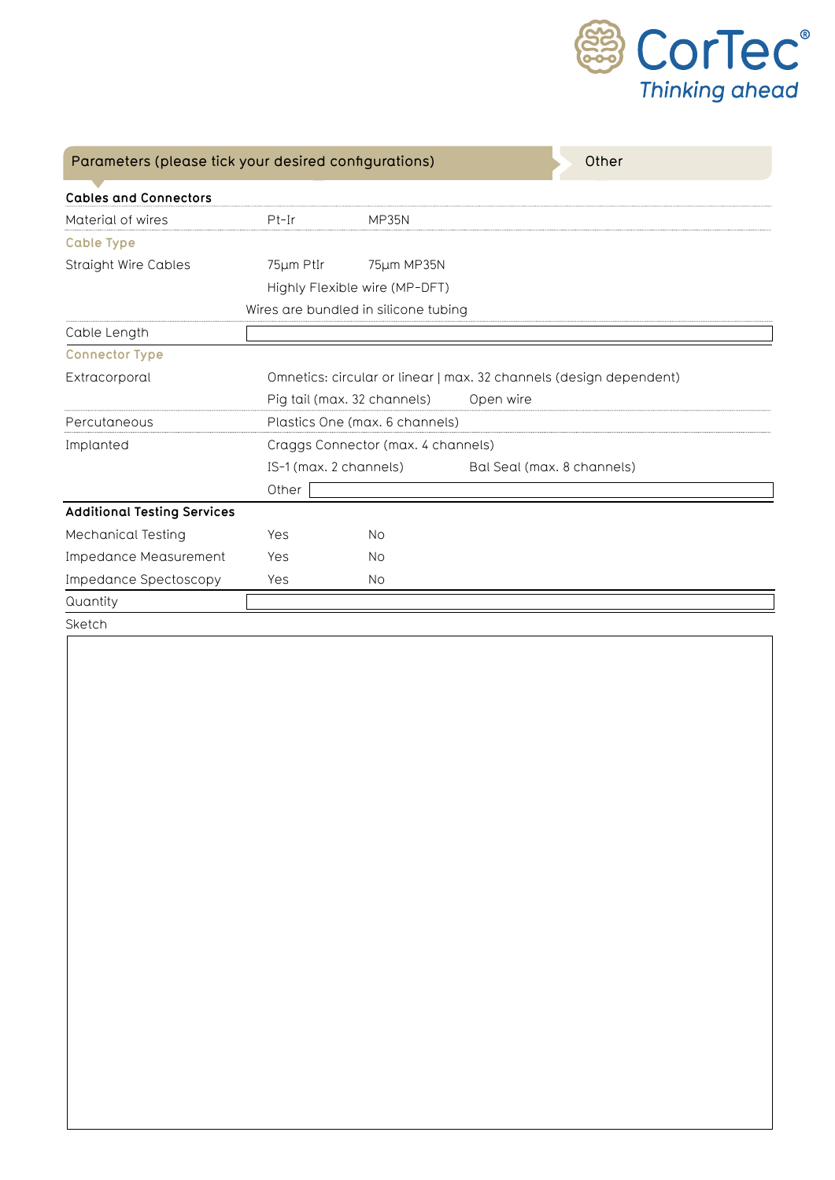| Parameters (please tick your desired configurations) | | | Other |
|---|---|---|---|
| **Cables and Connectors** | | | |
| Material of wires | Pt-Ir | MP35N | |
| Cable Type | | | |
| Straight Wire Cables | 75µm PtIr | 75µm MP35N | |
| | Highly Flexible wire (MP-DFT) | | |
| | Wires are bundled in silicone tubing | | |
| Cable Length | | | |
| Connector Type | | | |
| Extracorporal | Omnetics: circular or linear \| max. 32 channels (design dependent) | | |
| | Pig tail (max. 32 channels) | Open wire | |
| Percutaneous | Plastics One (max. 6 channels) | | |
| Implanted | Craggs Connector (max. 4 channels) | | |
| | IS-1 (max. 2 channels) | Bal Seal (max. 8 channels) | |
| | Other | | |
| **Additional Testing Services** | | | |
| Mechanical Testing | Yes | No | |
| Impedance Measurement | Yes | No | |
| Impedance Spectoscopy | Yes | No | |
| Quantity | | | |

Sketch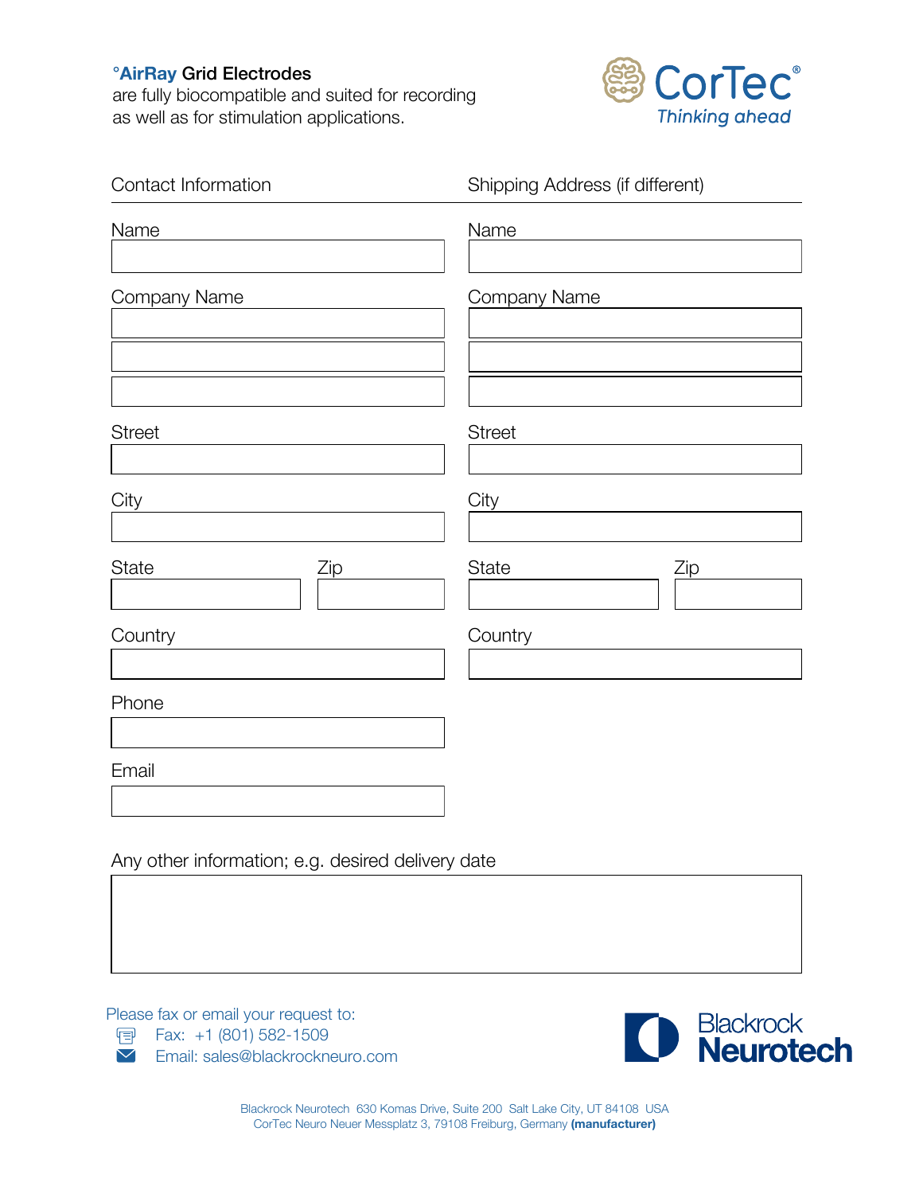**°AirRay Grid Electrodes**
are fully biocompatible and suited for recording as well as for stimulation applications.

CorTec®
*Thinking ahead*

| Contact Information | Shipping Address (if different) |
|---|---|
| Name | Name |
| Company Name | Company Name |
| Street | Street |
| City | City |
| State / Zip | State / Zip |
| Country | Country |
| Phone | |
| Email | |

Any other information; e.g. desired delivery date

Please fax or email your request to:

Fax: +1 (801) 582-1509

Email: sales@blackrockneuro.com

Blackrock Neurotech

Blackrock Neurotech 630 Komas Drive, Suite 200 Salt Lake City, UT 84108 USA
CorTec Neuro Neuer Messplatz 3, 79108 Freiburg, Germany **(manufacturer)**